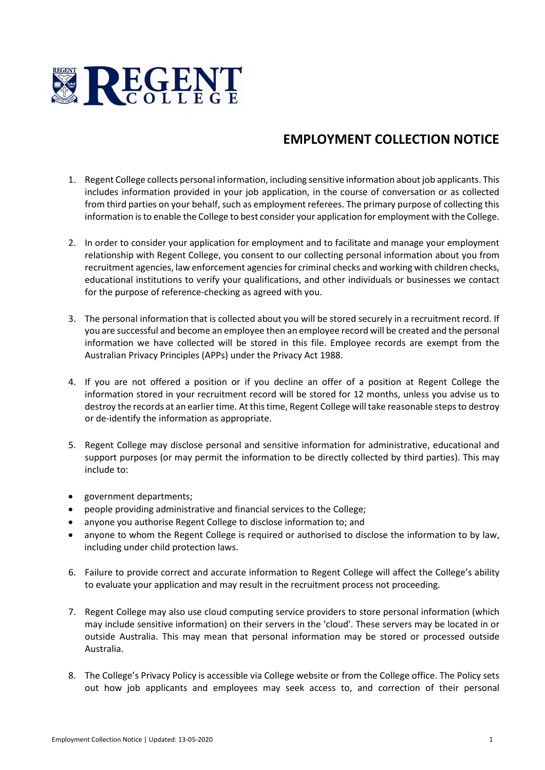REGENT COLLEGE

# EMPLOYMENT COLLECTION NOTICE

1. Regent College collects personal information, including sensitive information about job applicants. This includes information provided in your job application, in the course of conversation or as collected from third parties on your behalf, such as employment referees. The primary purpose of collecting this information is to enable the College to best consider your application for employment with the College.

2. In order to consider your application for employment and to facilitate and manage your employment relationship with Regent College, you consent to our collecting personal information about you from recruitment agencies, law enforcement agencies for criminal checks and working with children checks, educational institutions to verify your qualifications, and other individuals or businesses we contact for the purpose of reference-checking as agreed with you.

3. The personal information that is collected about you will be stored securely in a recruitment record. If you are successful and become an employee then an employee record will be created and the personal information we have collected will be stored in this file. Employee records are exempt from the Australian Privacy Principles (APPs) under the Privacy Act 1988.

4. If you are not offered a position or if you decline an offer of a position at Regent College the information stored in your recruitment record will be stored for 12 months, unless you advise us to destroy the records at an earlier time. At this time, Regent College will take reasonable steps to destroy or de-identify the information as appropriate.

5. Regent College may disclose personal and sensitive information for administrative, educational and support purposes (or may permit the information to be directly collected by third parties). This may include to:

- government departments;
- people providing administrative and financial services to the College;
- anyone you authorise Regent College to disclose information to; and
- anyone to whom the Regent College is required or authorised to disclose the information to by law, including under child protection laws.

6. Failure to provide correct and accurate information to Regent College will affect the College's ability to evaluate your application and may result in the recruitment process not proceeding.

7. Regent College may also use cloud computing service providers to store personal information (which may include sensitive information) on their servers in the 'cloud'. These servers may be located in or outside Australia. This may mean that personal information may be stored or processed outside Australia.

8. The College's Privacy Policy is accessible via College website or from the College office. The Policy sets out how job applicants and employees may seek access to, and correction of their personal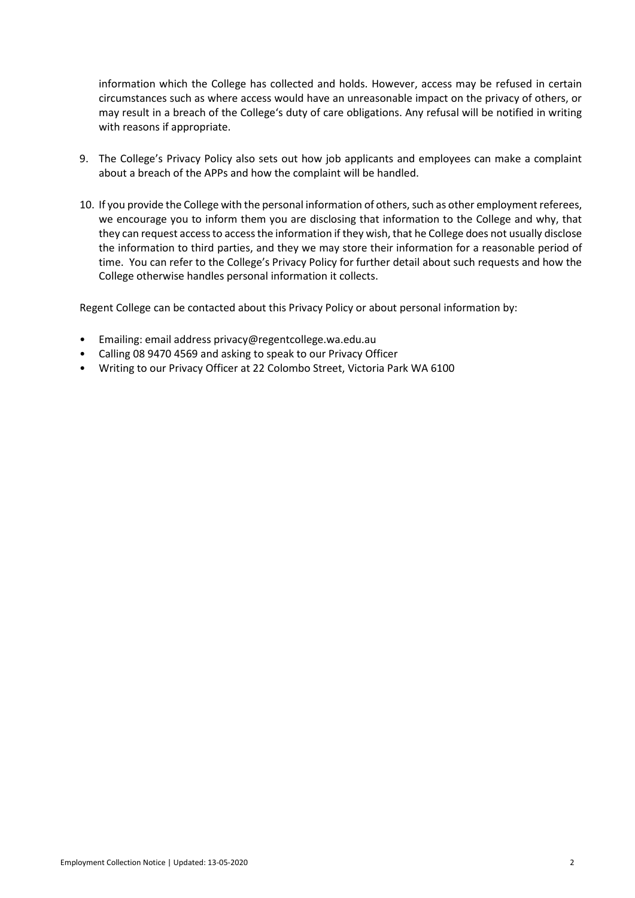information which the College has collected and holds. However, access may be refused in certain circumstances such as where access would have an unreasonable impact on the privacy of others, or may result in a breach of the College's duty of care obligations. Any refusal will be notified in writing with reasons if appropriate.

9. The College's Privacy Policy also sets out how job applicants and employees can make a complaint about a breach of the APPs and how the complaint will be handled.

10. If you provide the College with the personal information of others, such as other employment referees, we encourage you to inform them you are disclosing that information to the College and why, that they can request access to access the information if they wish, that he College does not usually disclose the information to third parties, and they we may store their information for a reasonable period of time. You can refer to the College's Privacy Policy for further detail about such requests and how the College otherwise handles personal information it collects.

Regent College can be contacted about this Privacy Policy or about personal information by:

- Emailing: email address privacy@regentcollege.wa.edu.au
- Calling 08 9470 4569 and asking to speak to our Privacy Officer
- Writing to our Privacy Officer at 22 Colombo Street, Victoria Park WA 6100